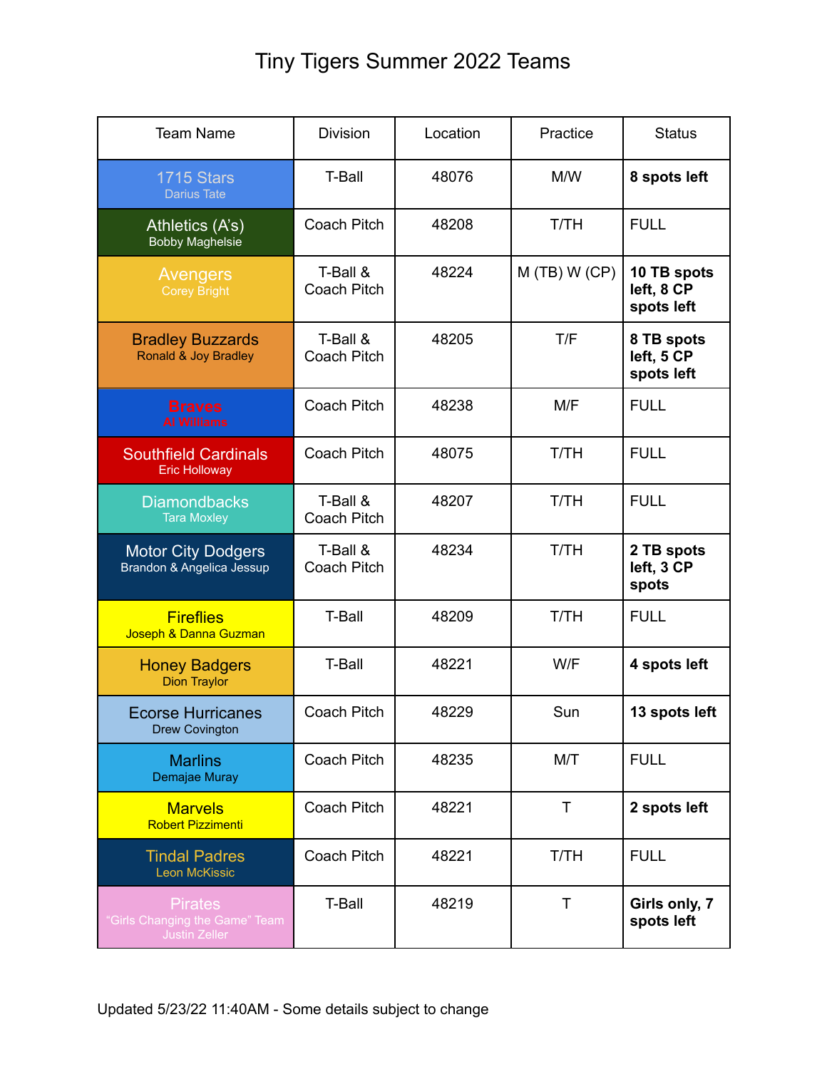# Tiny Tigers Summer 2022 Teams

| Team Name | Division | Location | Practice | Status |
|---|---|---|---|---|
| 1715 Stars<br>Darius Tate | T-Ball | 48076 | M/W | **8 spots left** |
| Athletics (A's)<br>Bobby Maghelsie | Coach Pitch | 48208 | T/TH | FULL |
| Avengers<br>Corey Bright | T-Ball & Coach Pitch | 48224 | M (TB) W (CP) | **10 TB spots left, 8 CP spots left** |
| Bradley Buzzards<br>Ronald & Joy Bradley | T-Ball & Coach Pitch | 48205 | T/F | **8 TB spots left, 5 CP spots left** |
| Braves<br>Al Williams | Coach Pitch | 48238 | M/F | FULL |
| Southfield Cardinals<br>Eric Holloway | Coach Pitch | 48075 | T/TH | FULL |
| Diamondbacks<br>Tara Moxley | T-Ball & Coach Pitch | 48207 | T/TH | FULL |
| Motor City Dodgers<br>Brandon & Angelica Jessup | T-Ball & Coach Pitch | 48234 | T/TH | **2 TB spots left, 3 CP spots** |
| Fireflies<br>Joseph & Danna Guzman | T-Ball | 48209 | T/TH | FULL |
| Honey Badgers<br>Dion Traylor | T-Ball | 48221 | W/F | **4 spots left** |
| Ecorse Hurricanes<br>Drew Covington | Coach Pitch | 48229 | Sun | **13 spots left** |
| Marlins<br>Demajae Muray | Coach Pitch | 48235 | M/T | FULL |
| Marvels<br>Robert Pizzimenti | Coach Pitch | 48221 | T | **2 spots left** |
| Tindal Padres<br>Leon McKissic | Coach Pitch | 48221 | T/TH | FULL |
| Pirates<br>"Girls Changing the Game" Team<br>Justin Zeller | T-Ball | 48219 | T | **Girls only, 7 spots left** |

Updated 5/23/22 11:40AM - Some details subject to change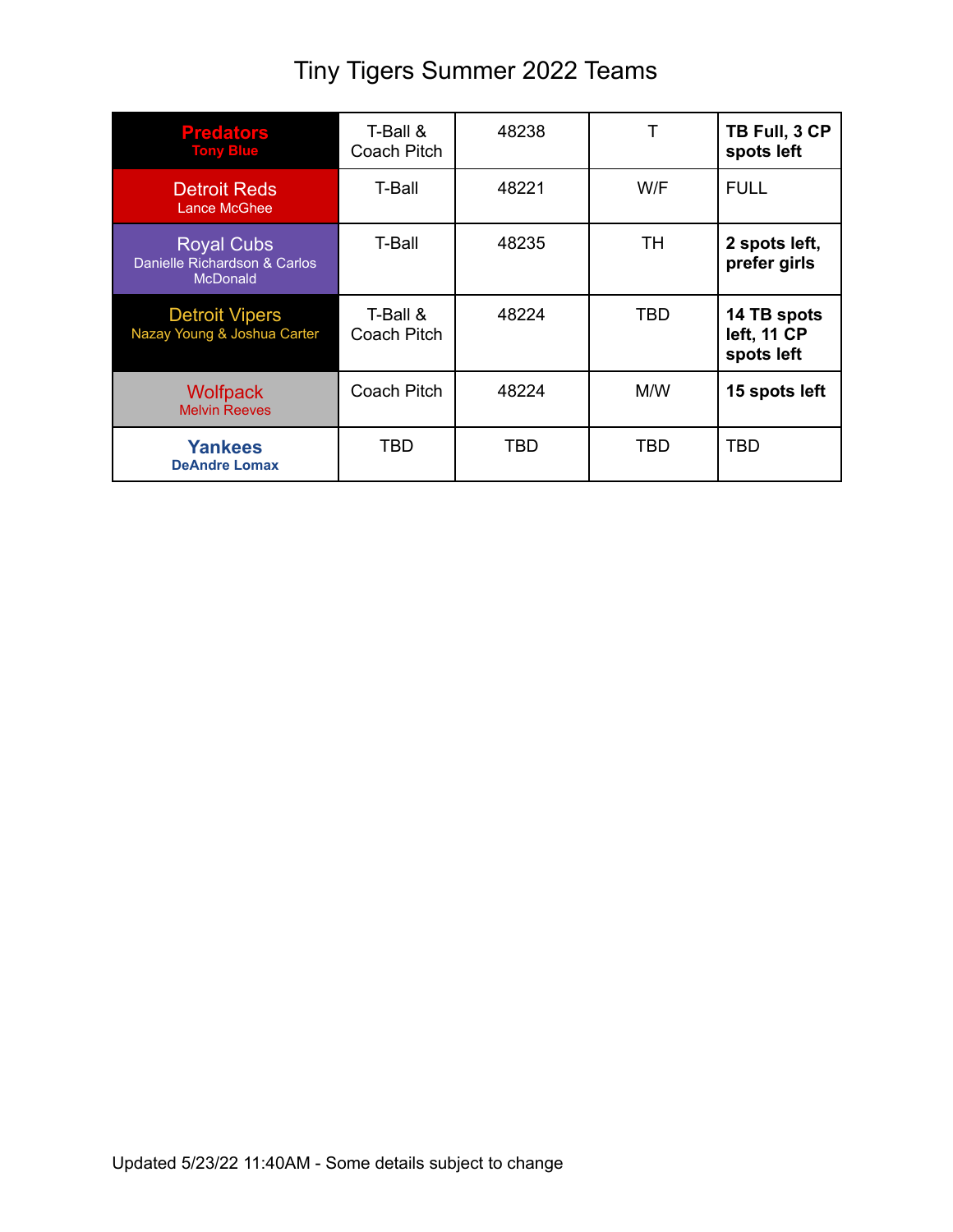# Tiny Tigers Summer 2022 Teams

| | | | | |
|---|---|---|---|---|
| **Predators**<br>**Tony Blue** | T-Ball & Coach Pitch | 48238 | T | **TB Full, 3 CP spots left** |
| Detroit Reds<br>Lance McGhee | T-Ball | 48221 | W/F | FULL |
| Royal Cubs<br>Danielle Richardson & Carlos McDonald | T-Ball | 48235 | TH | **2 spots left, prefer girls** |
| Detroit Vipers<br>Nazay Young & Joshua Carter | T-Ball & Coach Pitch | 48224 | TBD | **14 TB spots left, 11 CP spots left** |
| Wolfpack<br>Melvin Reeves | Coach Pitch | 48224 | M/W | **15 spots left** |
| **Yankees**<br>**DeAndre Lomax** | TBD | TBD | TBD | TBD |

Updated 5/23/22 11:40AM - Some details subject to change